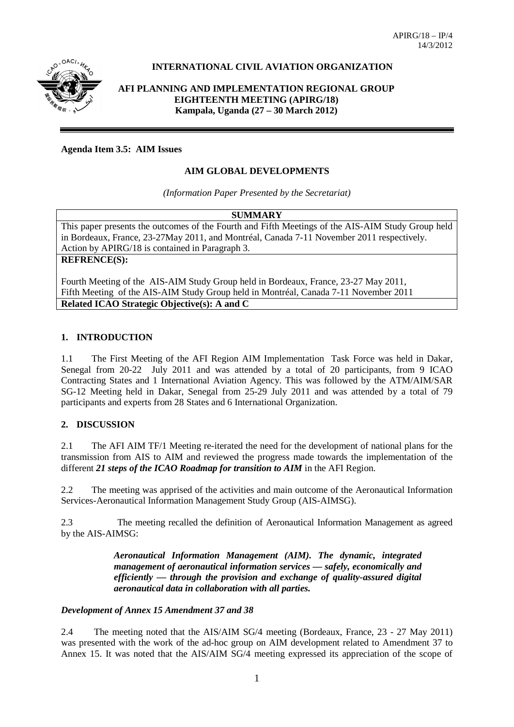APIRG/18 – IP/4
14/3/2012

**INTERNATIONAL CIVIL AVIATION ORGANIZATION**

**AFI PLANNING AND IMPLEMENTATION REGIONAL GROUP**
**EIGHTEENTH MEETING (APIRG/18)**
**Kampala, Uganda (27 – 30 March 2012)**

**Agenda Item 3.5: AIM Issues**

**AIM GLOBAL DEVELOPMENTS**

*(Information Paper Presented by the Secretariat)*

| **SUMMARY** |
|---|
| This paper presents the outcomes of the Fourth and Fifth Meetings of the AIS-AIM Study Group held in Bordeaux, France, 23-27May 2011, and Montréal, Canada 7-11 November 2011 respectively. Action by APIRG/18 is contained in Paragraph 3. |
| **REFRENCE(S):** <br><br> Fourth Meeting of the AIS-AIM Study Group held in Bordeaux, France, 23-27 May 2011, <br> Fifth Meeting of the AIS-AIM Study Group held in Montréal, Canada 7-11 November 2011 |
| **Related ICAO Strategic Objective(s): A and C** |

## 1. INTRODUCTION

1.1 The First Meeting of the AFI Region AIM Implementation Task Force was held in Dakar, Senegal from 20-22 July 2011 and was attended by a total of 20 participants, from 9 ICAO Contracting States and 1 International Aviation Agency. This was followed by the ATM/AIM/SAR SG-12 Meeting held in Dakar, Senegal from 25-29 July 2011 and was attended by a total of 79 participants and experts from 28 States and 6 International Organization.

## 2. DISCUSSION

2.1 The AFI AIM TF/1 Meeting re-iterated the need for the development of national plans for the transmission from AIS to AIM and reviewed the progress made towards the implementation of the different ***21 steps of the ICAO Roadmap for transition to AIM*** in the AFI Region.

2.2 The meeting was apprised of the activities and main outcome of the Aeronautical Information Services-Aeronautical Information Management Study Group (AIS-AIMSG).

2.3 The meeting recalled the definition of Aeronautical Information Management as agreed by the AIS-AIMSG:

> ***Aeronautical Information Management (AIM). The dynamic, integrated management of aeronautical information services — safely, economically and efficiently — through the provision and exchange of quality-assured digital aeronautical data in collaboration with all parties.***

***Development of Annex 15 Amendment 37 and 38***

2.4 The meeting noted that the AIS/AIM SG/4 meeting (Bordeaux, France, 23 - 27 May 2011) was presented with the work of the ad-hoc group on AIM development related to Amendment 37 to Annex 15. It was noted that the AIS/AIM SG/4 meeting expressed its appreciation of the scope of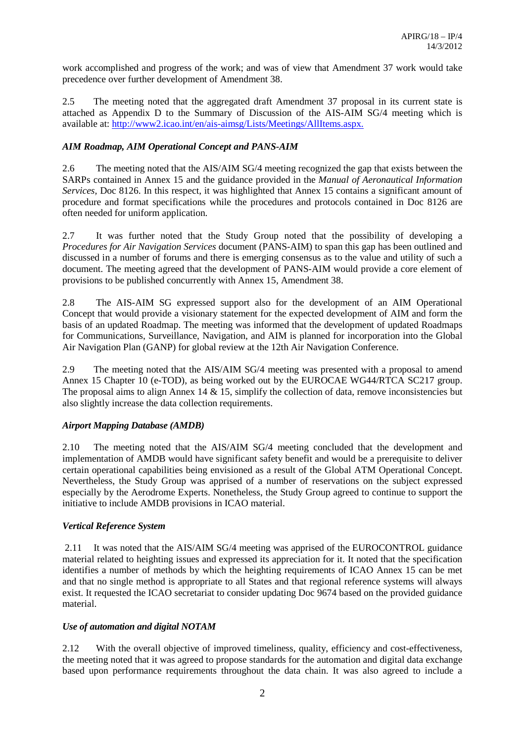work accomplished and progress of the work; and was of view that Amendment 37 work would take precedence over further development of Amendment 38.

2.5 The meeting noted that the aggregated draft Amendment 37 proposal in its current state is attached as Appendix D to the Summary of Discussion of the AIS-AIM SG/4 meeting which is available at: http://www2.icao.int/en/ais-aimsg/Lists/Meetings/AllItems.aspx.

*AIM Roadmap, AIM Operational Concept and PANS-AIM*

2.6 The meeting noted that the AIS/AIM SG/4 meeting recognized the gap that exists between the SARPs contained in Annex 15 and the guidance provided in the *Manual of Aeronautical Information Services*, Doc 8126. In this respect, it was highlighted that Annex 15 contains a significant amount of procedure and format specifications while the procedures and protocols contained in Doc 8126 are often needed for uniform application.

2.7 It was further noted that the Study Group noted that the possibility of developing a *Procedures for Air Navigation Services* document (PANS-AIM) to span this gap has been outlined and discussed in a number of forums and there is emerging consensus as to the value and utility of such a document. The meeting agreed that the development of PANS-AIM would provide a core element of provisions to be published concurrently with Annex 15, Amendment 38.

2.8 The AIS-AIM SG expressed support also for the development of an AIM Operational Concept that would provide a visionary statement for the expected development of AIM and form the basis of an updated Roadmap. The meeting was informed that the development of updated Roadmaps for Communications, Surveillance, Navigation, and AIM is planned for incorporation into the Global Air Navigation Plan (GANP) for global review at the 12th Air Navigation Conference.

2.9 The meeting noted that the AIS/AIM SG/4 meeting was presented with a proposal to amend Annex 15 Chapter 10 (e-TOD), as being worked out by the EUROCAE WG44/RTCA SC217 group. The proposal aims to align Annex 14 & 15, simplify the collection of data, remove inconsistencies but also slightly increase the data collection requirements.

*Airport Mapping Database (AMDB)*

2.10 The meeting noted that the AIS/AIM SG/4 meeting concluded that the development and implementation of AMDB would have significant safety benefit and would be a prerequisite to deliver certain operational capabilities being envisioned as a result of the Global ATM Operational Concept. Nevertheless, the Study Group was apprised of a number of reservations on the subject expressed especially by the Aerodrome Experts. Nonetheless, the Study Group agreed to continue to support the initiative to include AMDB provisions in ICAO material.

*Vertical Reference System*

2.11 It was noted that the AIS/AIM SG/4 meeting was apprised of the EUROCONTROL guidance material related to heighting issues and expressed its appreciation for it. It noted that the specification identifies a number of methods by which the heighting requirements of ICAO Annex 15 can be met and that no single method is appropriate to all States and that regional reference systems will always exist. It requested the ICAO secretariat to consider updating Doc 9674 based on the provided guidance material.

*Use of automation and digital NOTAM*

2.12 With the overall objective of improved timeliness, quality, efficiency and cost-effectiveness, the meeting noted that it was agreed to propose standards for the automation and digital data exchange based upon performance requirements throughout the data chain. It was also agreed to include a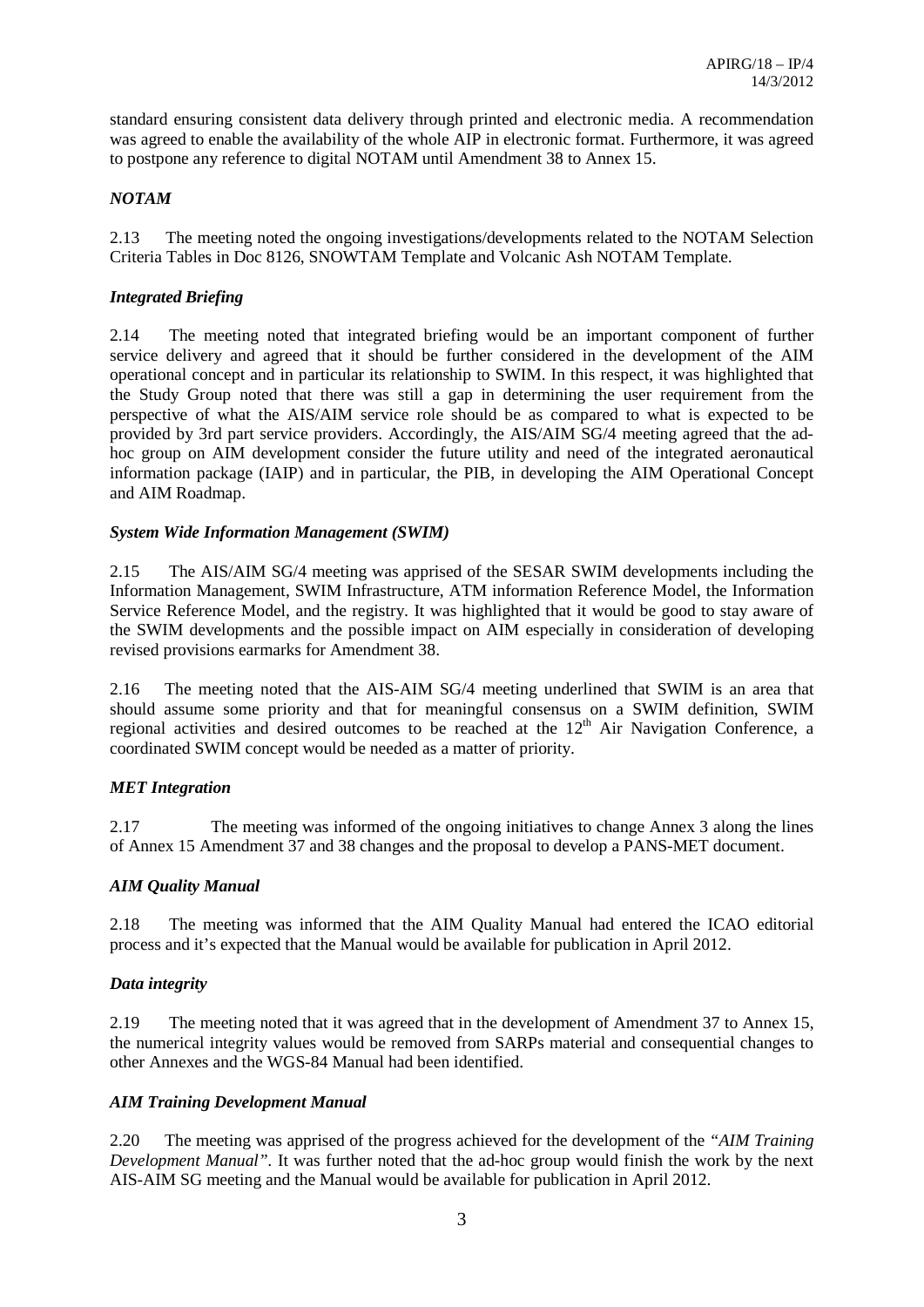standard ensuring consistent data delivery through printed and electronic media. A recommendation was agreed to enable the availability of the whole AIP in electronic format. Furthermore, it was agreed to postpone any reference to digital NOTAM until Amendment 38 to Annex 15.

### *NOTAM*

2.13 The meeting noted the ongoing investigations/developments related to the NOTAM Selection Criteria Tables in Doc 8126, SNOWTAM Template and Volcanic Ash NOTAM Template.

### *Integrated Briefing*

2.14 The meeting noted that integrated briefing would be an important component of further service delivery and agreed that it should be further considered in the development of the AIM operational concept and in particular its relationship to SWIM. In this respect, it was highlighted that the Study Group noted that there was still a gap in determining the user requirement from the perspective of what the AIS/AIM service role should be as compared to what is expected to be provided by 3rd part service providers. Accordingly, the AIS/AIM SG/4 meeting agreed that the ad-hoc group on AIM development consider the future utility and need of the integrated aeronautical information package (IAIP) and in particular, the PIB, in developing the AIM Operational Concept and AIM Roadmap.

### *System Wide Information Management (SWIM)*

2.15 The AIS/AIM SG/4 meeting was apprised of the SESAR SWIM developments including the Information Management, SWIM Infrastructure, ATM information Reference Model, the Information Service Reference Model, and the registry. It was highlighted that it would be good to stay aware of the SWIM developments and the possible impact on AIM especially in consideration of developing revised provisions earmarks for Amendment 38.

2.16 The meeting noted that the AIS-AIM SG/4 meeting underlined that SWIM is an area that should assume some priority and that for meaningful consensus on a SWIM definition, SWIM regional activities and desired outcomes to be reached at the 12th Air Navigation Conference, a coordinated SWIM concept would be needed as a matter of priority.

### *MET Integration*

2.17 The meeting was informed of the ongoing initiatives to change Annex 3 along the lines of Annex 15 Amendment 37 and 38 changes and the proposal to develop a PANS-MET document.

### *AIM Quality Manual*

2.18 The meeting was informed that the AIM Quality Manual had entered the ICAO editorial process and it's expected that the Manual would be available for publication in April 2012.

### *Data integrity*

2.19 The meeting noted that it was agreed that in the development of Amendment 37 to Annex 15, the numerical integrity values would be removed from SARPs material and consequential changes to other Annexes and the WGS-84 Manual had been identified.

### *AIM Training Development Manual*

2.20 The meeting was apprised of the progress achieved for the development of the *"AIM Training Development Manual"*. It was further noted that the ad-hoc group would finish the work by the next AIS-AIM SG meeting and the Manual would be available for publication in April 2012.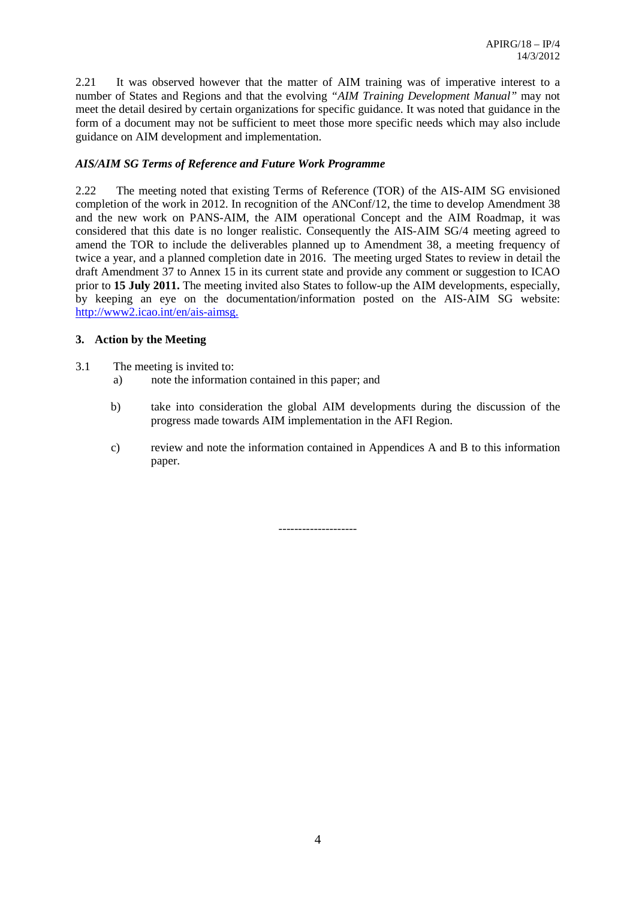2.21 It was observed however that the matter of AIM training was of imperative interest to a number of States and Regions and that the evolving *"AIM Training Development Manual"* may not meet the detail desired by certain organizations for specific guidance. It was noted that guidance in the form of a document may not be sufficient to meet those more specific needs which may also include guidance on AIM development and implementation.

***AIS/AIM SG Terms of Reference and Future Work Programme***

2.22 The meeting noted that existing Terms of Reference (TOR) of the AIS-AIM SG envisioned completion of the work in 2012. In recognition of the ANConf/12, the time to develop Amendment 38 and the new work on PANS-AIM, the AIM operational Concept and the AIM Roadmap, it was considered that this date is no longer realistic. Consequently the AIS-AIM SG/4 meeting agreed to amend the TOR to include the deliverables planned up to Amendment 38, a meeting frequency of twice a year, and a planned completion date in 2016. The meeting urged States to review in detail the draft Amendment 37 to Annex 15 in its current state and provide any comment or suggestion to ICAO prior to **15 July 2011.** The meeting invited also States to follow-up the AIM developments, especially, by keeping an eye on the documentation/information posted on the AIS-AIM SG website: [http://www2.icao.int/en/ais-aimsg.](http://www2.icao.int/en/ais-aimsg)

## 3. Action by the Meeting

3.1 The meeting is invited to:

a) note the information contained in this paper; and

b) take into consideration the global AIM developments during the discussion of the progress made towards AIM implementation in the AFI Region.

c) review and note the information contained in Appendices A and B to this information paper.

--------------------